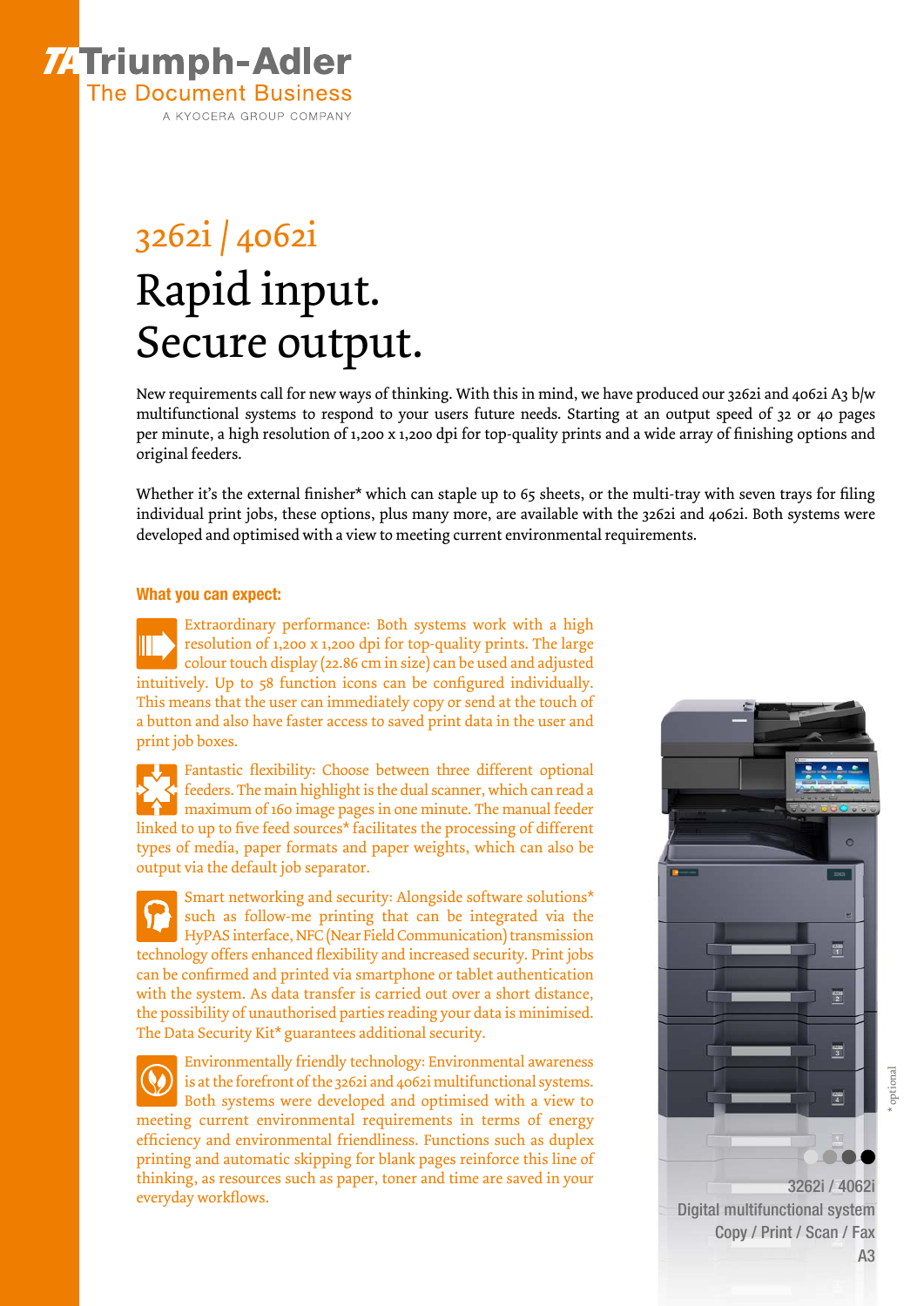**TA Triumph-Adler**
The Document Business
A KYOCERA GROUP COMPANY

# 3262i | 4062i

# Rapid input. Secure output.

New requirements call for new ways of thinking. With this in mind, we have produced our 3262i and 4062i A3 b/w multifunctional systems to respond to your users future needs. Starting at an output speed of 32 or 40 pages per minute, a high resolution of 1,200 x 1,200 dpi for top-quality prints and a wide array of finishing options and original feeders.

Whether it's the external finisher* which can staple up to 65 sheets, or the multi-tray with seven trays for filing individual print jobs, these options, plus many more, are available with the 3262i and 4062i. Both systems were developed and optimised with a view to meeting current environmental requirements.

## What you can expect:

Extraordinary performance: Both systems work with a high resolution of 1,200 x 1,200 dpi for top-quality prints. The large colour touch display (22.86 cm in size) can be used and adjusted intuitively. Up to 58 function icons can be configured individually. This means that the user can immediately copy or send at the touch of a button and also have faster access to saved print data in the user and print job boxes.

Fantastic flexibility: Choose between three different optional feeders. The main highlight is the dual scanner, which can read a maximum of 160 image pages in one minute. The manual feeder linked to up to five feed sources* facilitates the processing of different types of media, paper formats and paper weights, which can also be output via the default job separator.

Smart networking and security: Alongside software solutions* such as follow-me printing that can be integrated via the HyPAS interface, NFC (Near Field Communication) transmission technology offers enhanced flexibility and increased security. Print jobs can be confirmed and printed via smartphone or tablet authentication with the system. As data transfer is carried out over a short distance, the possibility of unauthorised parties reading your data is minimised. The Data Security Kit* guarantees additional security.

Environmentally friendly technology: Environmental awareness is at the forefront of the 3262i and 4062i multifunctional systems. Both systems were developed and optimised with a view to meeting current environmental requirements in terms of energy efficiency and environmental friendliness. Functions such as duplex printing and automatic skipping for blank pages reinforce this line of thinking, as resources such as paper, toner and time are saved in your everyday workflows.

3262i / 4062i
Digital multifunctional system
Copy / Print / Scan / Fax
A3

\* optional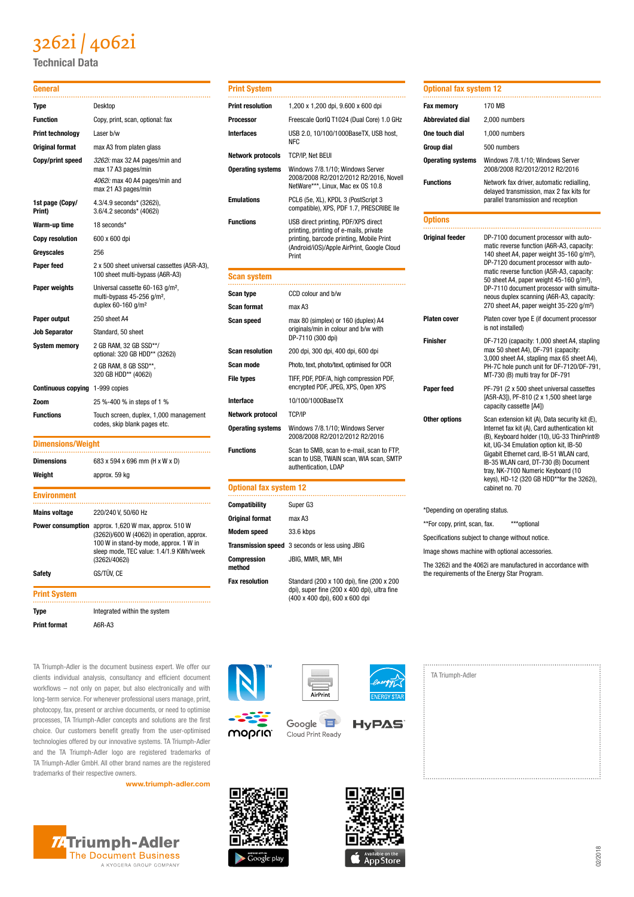# 3262i | 4062i

## Technical Data

### General

| | |
|---|---|
| **Type** | Desktop |
| **Function** | Copy, print, scan, optional: fax |
| **Print technology** | Laser b/w |
| **Original format** | max A3 from platen glass |
| **Copy/print speed** | *3262i:* max 32 A4 pages/min and max 17 A3 pages/min<br>*4062i:* max 40 A4 pages/min and max 21 A3 pages/min |
| **1st page (Copy/ Print)** | 4.3/4.9 seconds* (3262i), 3.6/4.2 seconds* (4062i) |
| **Warm-up time** | 18 seconds* |
| **Copy resolution** | 600 x 600 dpi |
| **Greyscales** | 256 |
| **Paper feed** | 2 x 500 sheet universal cassettes (A5R-A3), 100 sheet multi-bypass (A6R-A3) |
| **Paper weights** | Universal cassette 60-163 g/m², multi-bypass 45-256 g/m², duplex 60-160 g/m² |
| **Paper output** | 250 sheet A4 |
| **Job Separator** | Standard, 50 sheet |
| **System memory** | 2 GB RAM, 32 GB SSD**/ optional: 320 GB HDD** (3262i)<br>2 GB RAM, 8 GB SSD**, 320 GB HDD** (4062i) |
| **Continuous copying** | 1-999 copies |
| **Zoom** | 25 %-400 % in steps of 1 % |
| **Functions** | Touch screen, duplex, 1,000 management codes, skip blank pages etc. |

### Dimensions/Weight

| | |
|---|---|
| **Dimensions** | 683 x 594 x 696 mm (H x W x D) |
| **Weight** | approx. 59 kg |

### Environment

| | |
|---|---|
| **Mains voltage** | 220/240 V, 50/60 Hz |
| **Power consumption** | approx. 1,620 W max, approx. 510 W (3262i)/600 W (4062i) in operation, approx. 100 W in stand-by mode, approx. 1 W in sleep mode, TEC value: 1.4/1.9 KWh/week (3262i/4062i) |
| **Safety** | GS/TÜV, CE |

### Print System

| | |
|---|---|
| **Type** | Integrated within the system |
| **Print format** | A6R-A3 |

### Print System

| | |
|---|---|
| **Print resolution** | 1,200 x 1,200 dpi, 9.600 x 600 dpi |
| **Processor** | Freescale QorIQ T1024 (Dual Core) 1.0 GHz |
| **Interfaces** | USB 2.0, 10/100/1000BaseTX, USB host, NFC |
| **Network protocols** | TCP/IP, Net BEUI |
| **Operating systems** | Windows 7/8.1/10; Windows Server 2008/2008 R2/2012/2012 R2/2016, Novell NetWare***, Linux, Mac ex OS 10.8 |
| **Emulations** | PCL6 (5e, XL), KPDL 3 (PostScript 3 compatible), XPS, PDF 1.7, PRESCRIBE IIe |
| **Functions** | USB direct printing, PDF/XPS direct printing, printing of e-mails, private printing, barcode printing, Mobile Print (Android/iOS)/Apple AirPrint, Google Cloud Print |

### Scan system

| | |
|---|---|
| **Scan type** | CCD colour and b/w |
| **Scan format** | max A3 |
| **Scan speed** | max 80 (simplex) or 160 (duplex) A4 originals/min in colour and b/w with DP-7110 (300 dpi) |
| **Scan resolution** | 200 dpi, 300 dpi, 400 dpi, 600 dpi |
| **Scan mode** | Photo, text, photo/text, optimised for OCR |
| **File types** | TIFF, PDF, PDF/A, high compression PDF, encrypted PDF, JPEG, XPS, Open XPS |
| **Interface** | 10/100/1000BaseTX |
| **Network protocol** | TCP/IP |
| **Operating systems** | Windows 7/8.1/10; Windows Server 2008/2008 R2/2012/2012 R2/2016 |
| **Functions** | Scan to SMB, scan to e-mail, scan to FTP, scan to USB, TWAIN scan, WIA scan, SMTP authentication, LDAP |

### Optional fax system 12

| | |
|---|---|
| **Compatibility** | Super G3 |
| **Original format** | max A3 |
| **Modem speed** | 33.6 kbps |
| **Transmission speed** | 3 seconds or less using JBIG |
| **Compression method** | JBIG, MMR, MR, MH |
| **Fax resolution** | Standard (200 x 100 dpi), fine (200 x 200 dpi), super fine (200 x 400 dpi), ultra fine (400 x 400 dpi), 600 x 600 dpi |

### Optional fax system 12

| | |
|---|---|
| **Fax memory** | 170 MB |
| **Abbreviated dial** | 2,000 numbers |
| **One touch dial** | 1,000 numbers |
| **Group dial** | 500 numbers |
| **Operating systems** | Windows 7/8.1/10; Windows Server 2008/2008 R2/2012/2012 R2/2016 |
| **Functions** | Network fax driver, automatic redialling, delayed transmission, max 2 fax kits for parallel transmission and reception |

### Options

| | |
|---|---|
| **Original feeder** | DP-7100 document processor with automatic reverse function (A6R-A3, capacity: 140 sheet A4, paper weight 35-160 g/m²), DP-7120 document processor with automatic reverse function (A5R-A3, capacity: 50 sheet A4, paper weight 45-160 g/m²), DP-7110 document processor with simultaneous duplex scanning (A6R-A3, capacity: 270 sheet A4, paper weight 35-220 g/m²) |
| **Platen cover** | Platen cover type E (if document processor is not installed) |
| **Finisher** | DF-7120 (capacity: 1,000 sheet A4, stapling max 50 sheet A4), DF-791 (capacity: 3,000 sheet A4, stapling max 65 sheet A4), PH-7C hole punch unit for DF-7120/DF-791, MT-730 (B) multi tray for DF-791 |
| **Paper feed** | PF-791 (2 x 500 sheet universal cassettes [A5R-A3]), PF-810 (2 x 1,500 sheet large capacity cassette [A4]) |
| **Other options** | Scan extension kit (A), Data security kit (E), Internet fax kit (A), Card authentication kit (B), Keyboard holder (10), UG-33 ThinPrint® kit, UG-34 Emulation option kit, IB-50 Gigabit Ethernet card, IB-51 WLAN card, IB-35 WLAN card, DT-730 (B) Document tray, NK-7100 Numeric Keyboard (10 keys), HD-12 (320 GB HDD**for the 3262i), cabinet no. 70 |

*Depending on operating status.

**For copy, print, scan, fax. ***optional

Specifications subject to change without notice.

Image shows machine with optional accessories.

The 3262i and the 4062i are manufactured in accordance with the requirements of the Energy Star Program.

TA Triumph-Adler is the document business expert. We offer our clients individual analysis, consultancy and efficient document workflows – not only on paper, but also electronically and with long-term service. For whenever professional users manage, print, photocopy, fax, present or archive documents, or need to optimise processes, TA Triumph-Adler concepts and solutions are the first choice. Our customers benefit greatly from the user-optimised technologies offered by our innovative systems. TA Triumph-Adler and the TA Triumph-Adler logo are registered trademarks of TA Triumph-Adler GmbH. All other brand names are the registered trademarks of their respective owners.

**www.triumph-adler.com**

TA Triumph-Adler

TA Triumph-Adler The Document Business

A KYOCERA GROUP COMPANY

02/2018